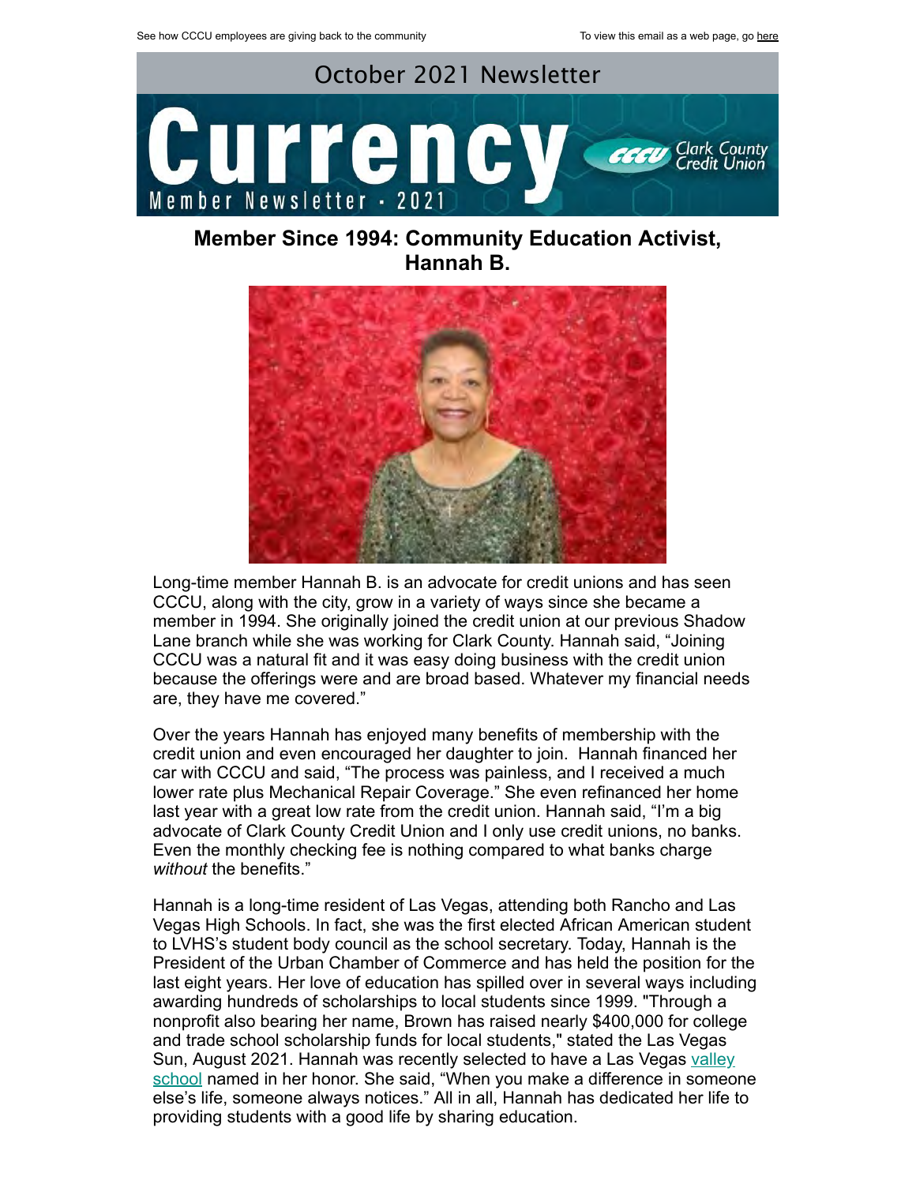See how CCCU employees are giving back to the community

To view this email as a web page, go here

October 2021 Newsletter

# Currency

Member Newsletter · 2021

Clark County Credit Union

## Member Since 1994: Community Education Activist, Hannah B.

Long-time member Hannah B. is an advocate for credit unions and has seen CCCU, along with the city, grow in a variety of ways since she became a member in 1994. She originally joined the credit union at our previous Shadow Lane branch while she was working for Clark County. Hannah said, "Joining CCCU was a natural fit and it was easy doing business with the credit union because the offerings were and are broad based. Whatever my financial needs are, they have me covered."

Over the years Hannah has enjoyed many benefits of membership with the credit union and even encouraged her daughter to join. Hannah financed her car with CCCU and said, "The process was painless, and I received a much lower rate plus Mechanical Repair Coverage." She even refinanced her home last year with a great low rate from the credit union. Hannah said, "I'm a big advocate of Clark County Credit Union and I only use credit unions, no banks. Even the monthly checking fee is nothing compared to what banks charge *without* the benefits."

Hannah is a long-time resident of Las Vegas, attending both Rancho and Las Vegas High Schools. In fact, she was the first elected African American student to LVHS's student body council as the school secretary. Today, Hannah is the President of the Urban Chamber of Commerce and has held the position for the last eight years. Her love of education has spilled over in several ways including awarding hundreds of scholarships to local students since 1999. "Through a nonprofit also bearing her name, Brown has raised nearly $400,000 for college and trade school scholarship funds for local students," stated the Las Vegas Sun, August 2021. Hannah was recently selected to have a Las Vegas valley school named in her honor. She said, "When you make a difference in someone else's life, someone always notices." All in all, Hannah has dedicated her life to providing students with a good life by sharing education.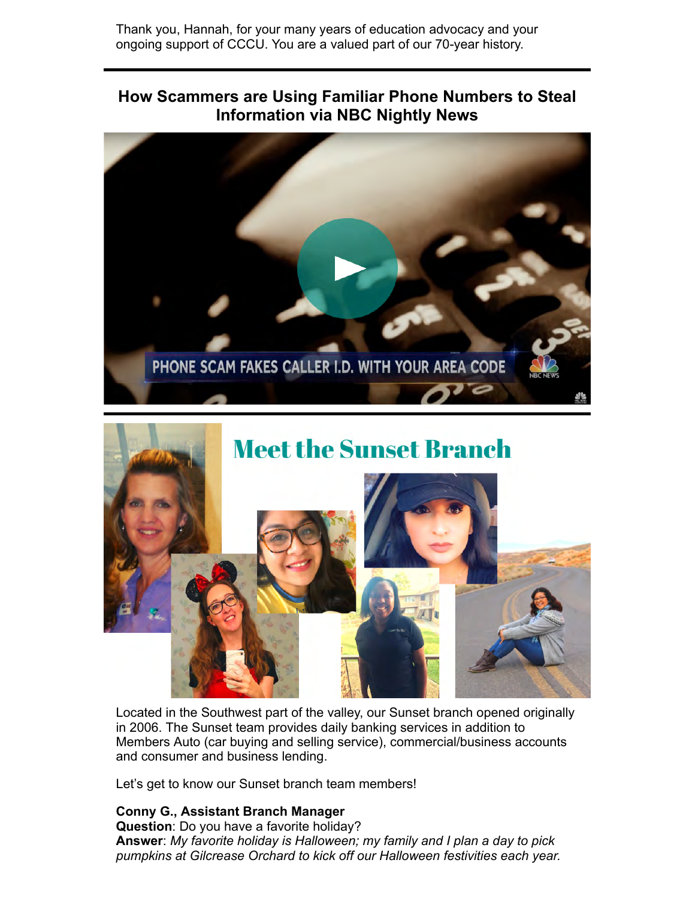Thank you, Hannah, for your many years of education advocacy and your ongoing support of CCCU. You are a valued part of our 70-year history.

## How Scammers are Using Familiar Phone Numbers to Steal Information via NBC Nightly News

## Meet the Sunset Branch

Located in the Southwest part of the valley, our Sunset branch opened originally in 2006. The Sunset team provides daily banking services in addition to Members Auto (car buying and selling service), commercial/business accounts and consumer and business lending.

Let's get to know our Sunset branch team members!

**Conny G., Assistant Branch Manager**
**Question**: Do you have a favorite holiday?
**Answer**: *My favorite holiday is Halloween; my family and I plan a day to pick pumpkins at Gilcrease Orchard to kick off our Halloween festivities each year.*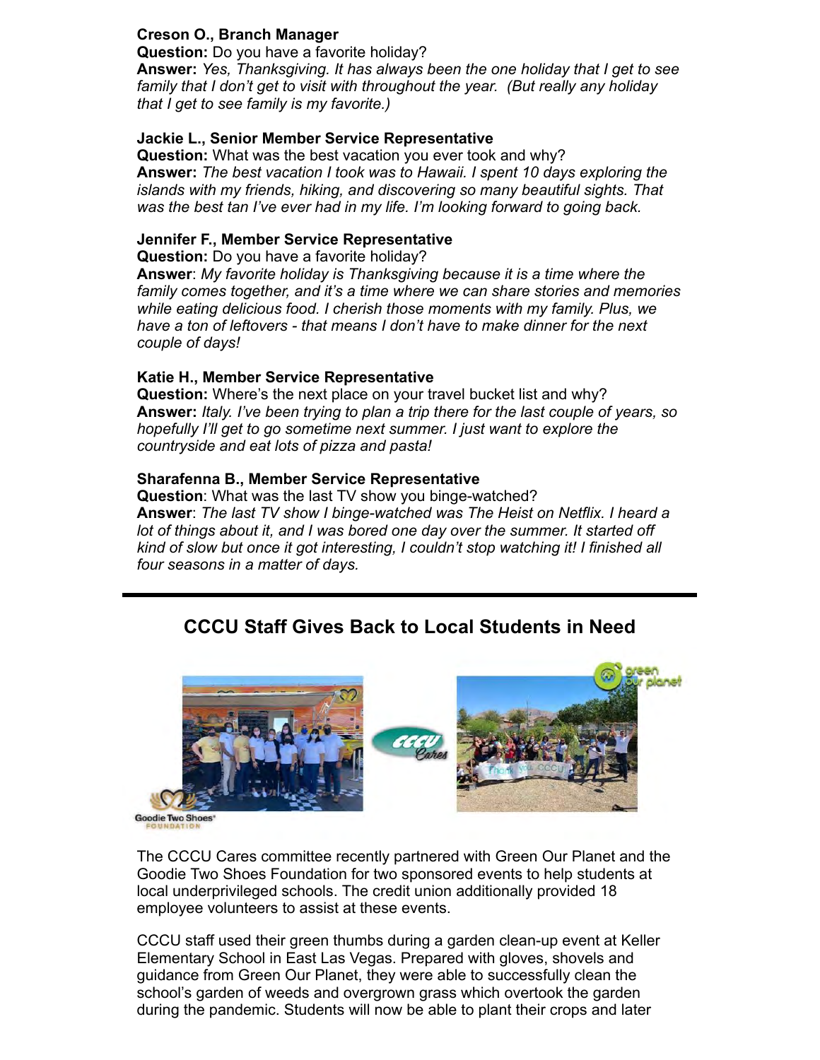**Creson O., Branch Manager**
**Question:** Do you have a favorite holiday?
**Answer:** *Yes, Thanksgiving. It has always been the one holiday that I get to see family that I don't get to visit with throughout the year. (But really any holiday that I get to see family is my favorite.)*

**Jackie L., Senior Member Service Representative**
**Question:** What was the best vacation you ever took and why?
**Answer:** *The best vacation I took was to Hawaii. I spent 10 days exploring the islands with my friends, hiking, and discovering so many beautiful sights. That was the best tan I've ever had in my life. I'm looking forward to going back.*

**Jennifer F., Member Service Representative**
**Question:** Do you have a favorite holiday?
**Answer**: *My favorite holiday is Thanksgiving because it is a time where the family comes together, and it's a time where we can share stories and memories while eating delicious food. I cherish those moments with my family. Plus, we have a ton of leftovers - that means I don't have to make dinner for the next couple of days!*

**Katie H., Member Service Representative**
**Question:** Where's the next place on your travel bucket list and why?
**Answer:** *Italy. I've been trying to plan a trip there for the last couple of years, so hopefully I'll get to go sometime next summer. I just want to explore the countryside and eat lots of pizza and pasta!*

**Sharafenna B., Member Service Representative**
**Question**: What was the last TV show you binge-watched?
**Answer**: *The last TV show I binge-watched was The Heist on Netflix. I heard a lot of things about it, and I was bored one day over the summer. It started off kind of slow but once it got interesting, I couldn't stop watching it! I finished all four seasons in a matter of days.*

---

## CCCU Staff Gives Back to Local Students in Need

The CCCU Cares committee recently partnered with Green Our Planet and the Goodie Two Shoes Foundation for two sponsored events to help students at local underprivileged schools. The credit union additionally provided 18 employee volunteers to assist at these events.

CCCU staff used their green thumbs during a garden clean-up event at Keller Elementary School in East Las Vegas. Prepared with gloves, shovels and guidance from Green Our Planet, they were able to successfully clean the school's garden of weeds and overgrown grass which overtook the garden during the pandemic. Students will now be able to plant their crops and later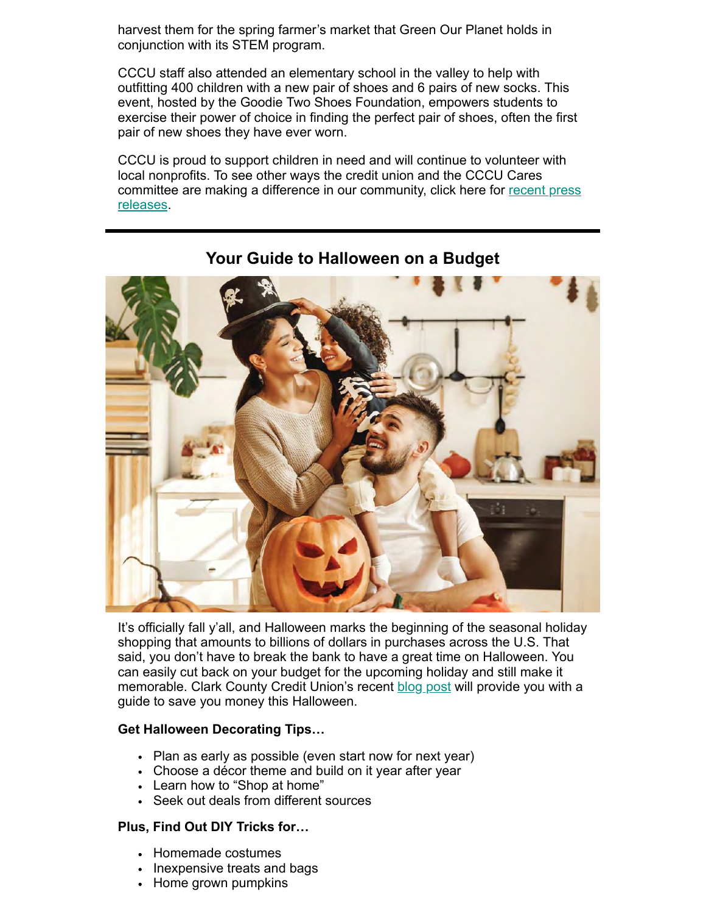harvest them for the spring farmer's market that Green Our Planet holds in conjunction with its STEM program.

CCCU staff also attended an elementary school in the valley to help with outfitting 400 children with a new pair of shoes and 6 pairs of new socks. This event, hosted by the Goodie Two Shoes Foundation, empowers students to exercise their power of choice in finding the perfect pair of shoes, often the first pair of new shoes they have ever worn.

CCCU is proud to support children in need and will continue to volunteer with local nonprofits. To see other ways the credit union and the CCCU Cares committee are making a difference in our community, click here for recent press releases.

---

## Your Guide to Halloween on a Budget

It's officially fall y'all, and Halloween marks the beginning of the seasonal holiday shopping that amounts to billions of dollars in purchases across the U.S. That said, you don't have to break the bank to have a great time on Halloween. You can easily cut back on your budget for the upcoming holiday and still make it memorable. Clark County Credit Union's recent blog post will provide you with a guide to save you money this Halloween.

**Get Halloween Decorating Tips…**

- Plan as early as possible (even start now for next year)
- Choose a décor theme and build on it year after year
- Learn how to "Shop at home"
- Seek out deals from different sources

**Plus, Find Out DIY Tricks for…**

- Homemade costumes
- Inexpensive treats and bags
- Home grown pumpkins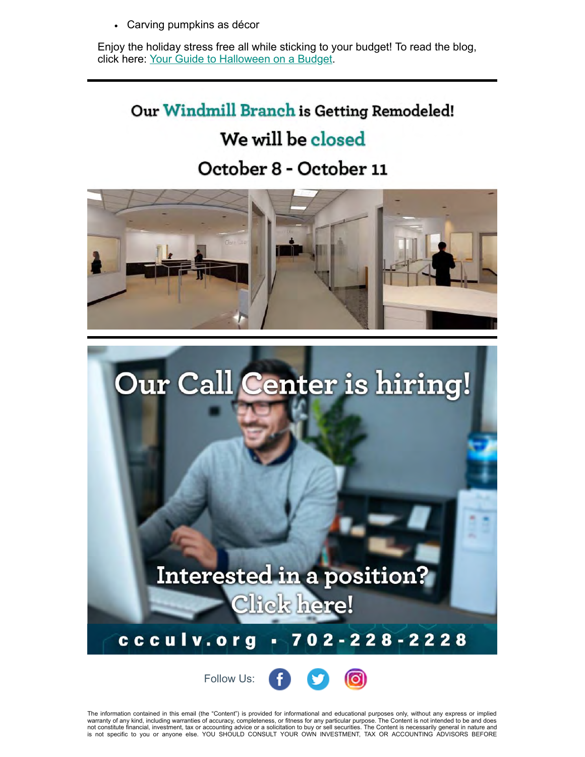- Carving pumpkins as décor

Enjoy the holiday stress free all while sticking to your budget! To read the blog, click here: Your Guide to Halloween on a Budget.

---

Our Windmill Branch is Getting Remodeled!

We will be closed

October 8 - October 11

---

Our Call Center is hiring!

Interested in a position? Click here!

ccculv.org • 702-228-2228

Follow Us:

The information contained in this email (the "Content") is provided for informational and educational purposes only, without any express or implied warranty of any kind, including warranties of accuracy, completeness, or fitness for any particular purpose. The Content is not intended to be and does not constitute financial, investment, tax or accounting advice or a solicitation to buy or sell securities. The Content is necessarily general in nature and is not specific to you or anyone else. YOU SHOULD CONSULT YOUR OWN INVESTMENT, TAX OR ACCOUNTING ADVISORS BEFORE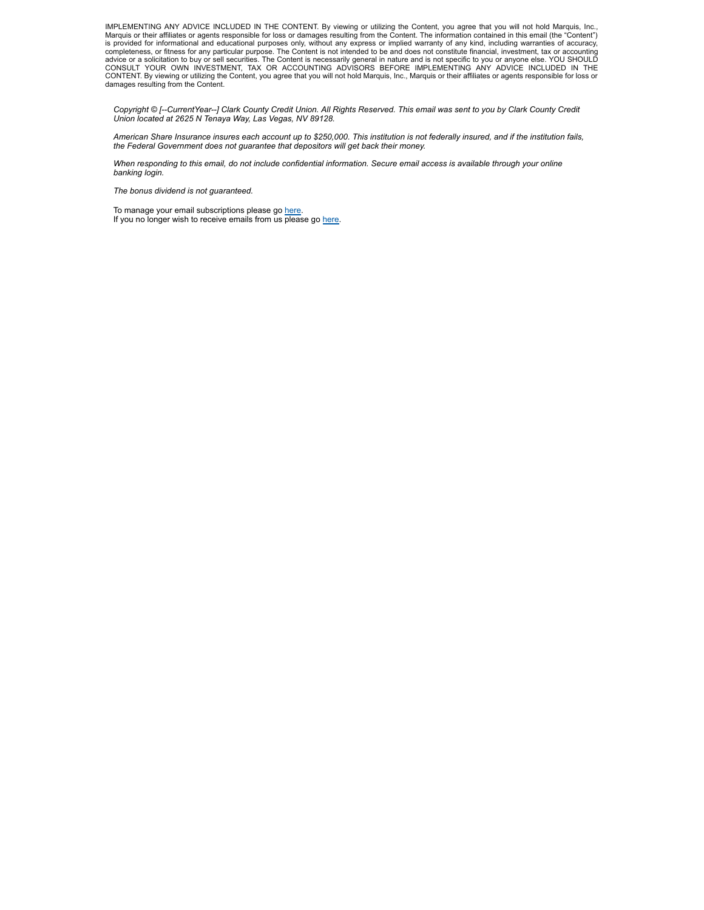IMPLEMENTING ANY ADVICE INCLUDED IN THE CONTENT. By viewing or utilizing the Content, you agree that you will not hold Marquis, Inc., Marquis or their affiliates or agents responsible for loss or damages resulting from the Content. The information contained in this email (the “Content”) is provided for informational and educational purposes only, without any express or implied warranty of any kind, including warranties of accuracy, completeness, or fitness for any particular purpose. The Content is not intended to be and does not constitute financial, investment, tax or accounting advice or a solicitation to buy or sell securities. The Content is necessarily general in nature and is not specific to you or anyone else. YOU SHOULD CONSULT YOUR OWN INVESTMENT, TAX OR ACCOUNTING ADVISORS BEFORE IMPLEMENTING ANY ADVICE INCLUDED IN THE CONTENT. By viewing or utilizing the Content, you agree that you will not hold Marquis, Inc., Marquis or their affiliates or agents responsible for loss or damages resulting from the Content.

*Copyright © [--CurrentYear--] Clark County Credit Union. All Rights Reserved. This email was sent to you by Clark County Credit Union located at 2625 N Tenaya Way, Las Vegas, NV 89128.*

*American Share Insurance insures each account up to $250,000. This institution is not federally insured, and if the institution fails, the Federal Government does not guarantee that depositors will get back their money.*

*When responding to this email, do not include confidential information. Secure email access is available through your online banking login.*

*The bonus dividend is not guaranteed.*

To manage your email subscriptions please go here.
If you no longer wish to receive emails from us please go here.